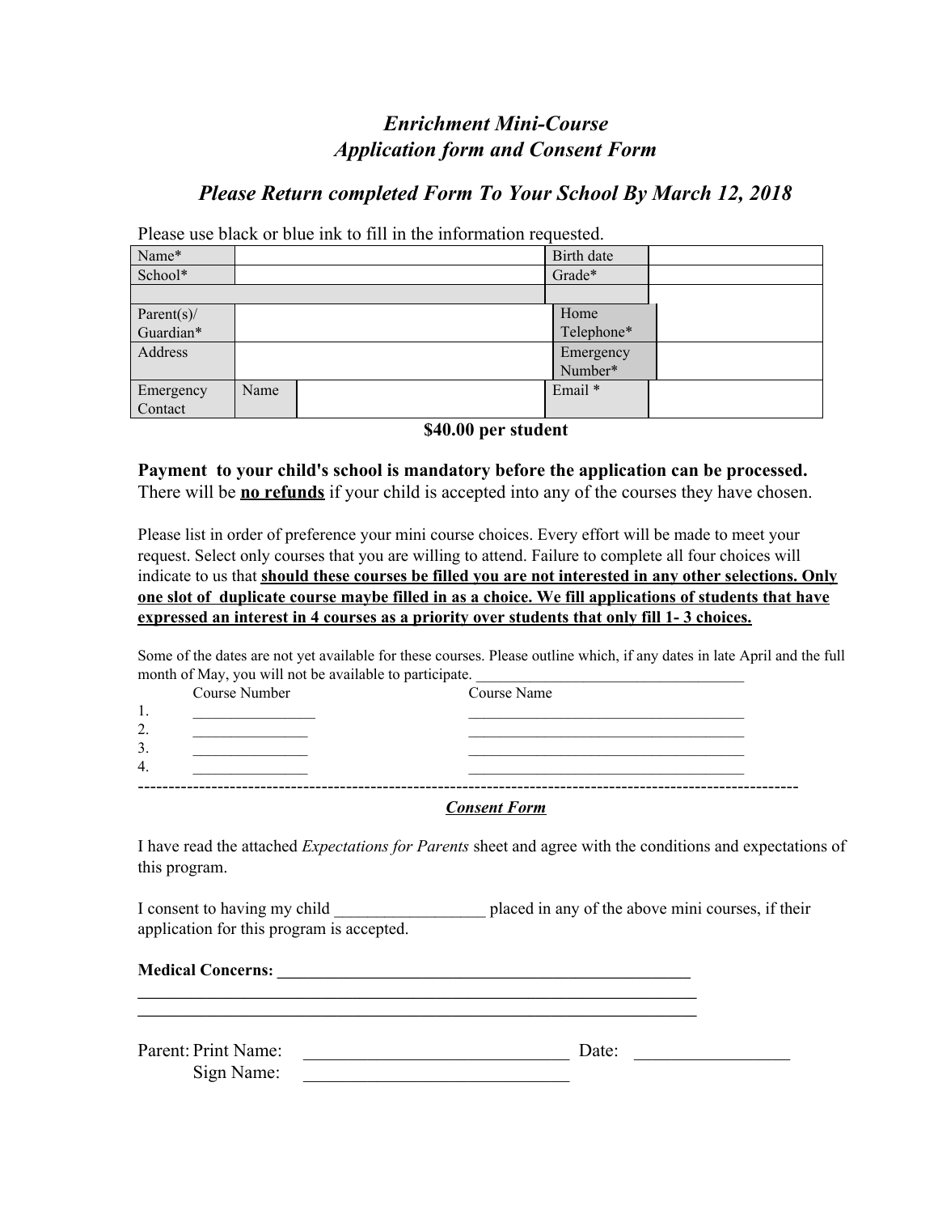# *Enrichment Mini-Course*
# *Application form and Consent Form*

## *Please Return completed Form To Your School By March 12, 2018*

Please use black or blue ink to fill in the information requested.

| | | | |
|---|---|---|---|
| Name* | | Birth date | |
| School* | | Grade* | |
| | | | |
| Parent(s)/ Guardian* | | Home Telephone* | |
| Address | | Emergency Number* | |
| Emergency Contact | Name | Email * | |

**$40.00 per student**

**Payment to your child's school is mandatory before the application can be processed.** There will be **no refunds** if your child is accepted into any of the courses they have chosen.

Please list in order of preference your mini course choices. Every effort will be made to meet your request. Select only courses that you are willing to attend. Failure to complete all four choices will indicate to us that **should these courses be filled you are not interested in any other selections. Only one slot of duplicate course maybe filled in as a choice. We fill applications of students that have expressed an interest in 4 courses as a priority over students that only fill 1- 3 choices.**

Some of the dates are not yet available for these courses. Please outline which, if any dates in late April and the full month of May, you will not be available to participate. ___________________________________

| | Course Number | Course Name |
|---|---|---|
| 1. | _______________ | ___________________________________ |
| 2. | _______________ | ___________________________________ |
| 3. | _______________ | ___________________________________ |
| 4. | _______________ | ___________________________________ |

---

***Consent Form***

I have read the attached *Expectations for Parents* sheet and agree with the conditions and expectations of this program.

I consent to having my child __________________ placed in any of the above mini courses, if their application for this program is accepted.

**Medical Concerns: ____________________________________________________**

______________________________________________________________________

______________________________________________________________________

Parent: Print Name: ______________________________ Date: _________________

Sign Name: ______________________________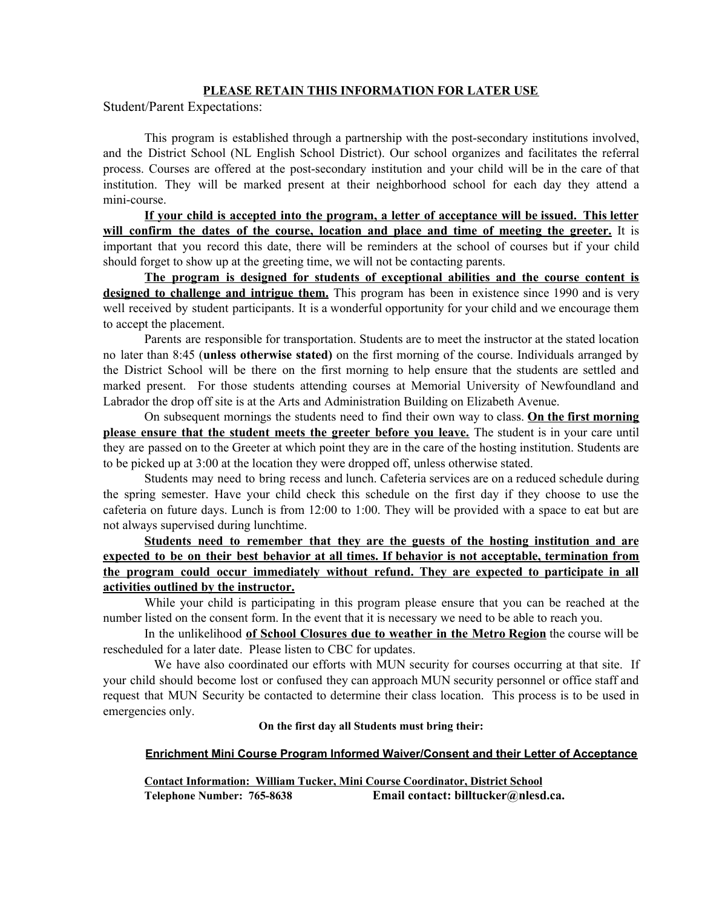**PLEASE RETAIN THIS INFORMATION FOR LATER USE**

Student/Parent Expectations:

This program is established through a partnership with the post-secondary institutions involved, and the District School (NL English School District). Our school organizes and facilitates the referral process. Courses are offered at the post-secondary institution and your child will be in the care of that institution. They will be marked present at their neighborhood school for each day they attend a mini-course.

**If your child is accepted into the program, a letter of acceptance will be issued. This letter will confirm the dates of the course, location and place and time of meeting the greeter.** It is important that you record this date, there will be reminders at the school of courses but if your child should forget to show up at the greeting time, we will not be contacting parents.

**The program is designed for students of exceptional abilities and the course content is designed to challenge and intrigue them.** This program has been in existence since 1990 and is very well received by student participants. It is a wonderful opportunity for your child and we encourage them to accept the placement.

Parents are responsible for transportation. Students are to meet the instructor at the stated location no later than 8:45 (**unless otherwise stated)** on the first morning of the course. Individuals arranged by the District School will be there on the first morning to help ensure that the students are settled and marked present. For those students attending courses at Memorial University of Newfoundland and Labrador the drop off site is at the Arts and Administration Building on Elizabeth Avenue.

On subsequent mornings the students need to find their own way to class. **On the first morning please ensure that the student meets the greeter before you leave.** The student is in your care until they are passed on to the Greeter at which point they are in the care of the hosting institution. Students are to be picked up at 3:00 at the location they were dropped off, unless otherwise stated.

Students may need to bring recess and lunch. Cafeteria services are on a reduced schedule during the spring semester. Have your child check this schedule on the first day if they choose to use the cafeteria on future days. Lunch is from 12:00 to 1:00. They will be provided with a space to eat but are not always supervised during lunchtime.

**Students need to remember that they are the guests of the hosting institution and are expected to be on their best behavior at all times. If behavior is not acceptable, termination from the program could occur immediately without refund. They are expected to participate in all activities outlined by the instructor.**

While your child is participating in this program please ensure that you can be reached at the number listed on the consent form. In the event that it is necessary we need to be able to reach you.

In the unlikelihood **of School Closures due to weather in the Metro Region** the course will be rescheduled for a later date. Please listen to CBC for updates.

We have also coordinated our efforts with MUN security for courses occurring at that site. If your child should become lost or confused they can approach MUN security personnel or office staff and request that MUN Security be contacted to determine their class location. This process is to be used in emergencies only.

**On the first day all Students must bring their:**

**Enrichment Mini Course Program Informed Waiver/Consent and their Letter of Acceptance**

**Contact Information: William Tucker, Mini Course Coordinator, District School**
**Telephone Number: 765-8638** **Email contact: billtucker@nlesd.ca.**